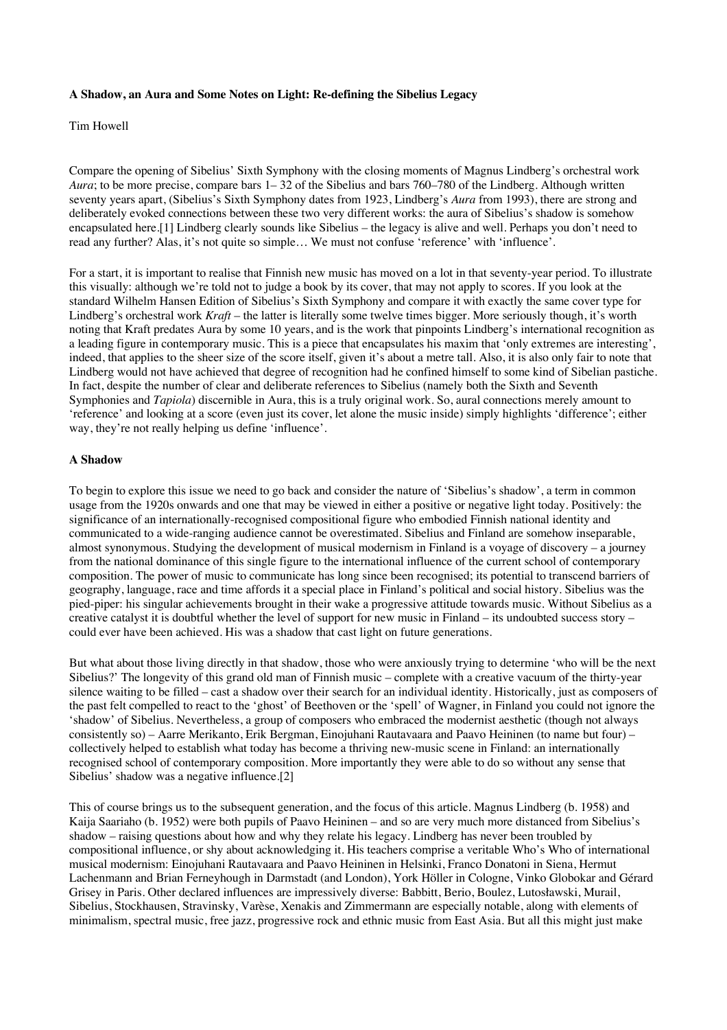**A Shadow, an Aura and Some Notes on Light: Re-defining the Sibelius Legacy**

Tim Howell

Compare the opening of Sibelius' Sixth Symphony with the closing moments of Magnus Lindberg's orchestral work *Aura*; to be more precise, compare bars 1– 32 of the Sibelius and bars 760–780 of the Lindberg. Although written seventy years apart, (Sibelius's Sixth Symphony dates from 1923, Lindberg's *Aura* from 1993), there are strong and deliberately evoked connections between these two very different works: the aura of Sibelius's shadow is somehow encapsulated here.[1] Lindberg clearly sounds like Sibelius – the legacy is alive and well. Perhaps you don't need to read any further? Alas, it's not quite so simple… We must not confuse 'reference' with 'influence'.

For a start, it is important to realise that Finnish new music has moved on a lot in that seventy-year period. To illustrate this visually: although we're told not to judge a book by its cover, that may not apply to scores. If you look at the standard Wilhelm Hansen Edition of Sibelius's Sixth Symphony and compare it with exactly the same cover type for Lindberg's orchestral work *Kraft* – the latter is literally some twelve times bigger. More seriously though, it's worth noting that Kraft predates Aura by some 10 years, and is the work that pinpoints Lindberg's international recognition as a leading figure in contemporary music. This is a piece that encapsulates his maxim that 'only extremes are interesting', indeed, that applies to the sheer size of the score itself, given it's about a metre tall. Also, it is also only fair to note that Lindberg would not have achieved that degree of recognition had he confined himself to some kind of Sibelian pastiche. In fact, despite the number of clear and deliberate references to Sibelius (namely both the Sixth and Seventh Symphonies and *Tapiola*) discernible in Aura, this is a truly original work. So, aural connections merely amount to 'reference' and looking at a score (even just its cover, let alone the music inside) simply highlights 'difference'; either way, they're not really helping us define 'influence'.

**A Shadow**

To begin to explore this issue we need to go back and consider the nature of 'Sibelius's shadow', a term in common usage from the 1920s onwards and one that may be viewed in either a positive or negative light today. Positively: the significance of an internationally-recognised compositional figure who embodied Finnish national identity and communicated to a wide-ranging audience cannot be overestimated. Sibelius and Finland are somehow inseparable, almost synonymous. Studying the development of musical modernism in Finland is a voyage of discovery – a journey from the national dominance of this single figure to the international influence of the current school of contemporary composition. The power of music to communicate has long since been recognised; its potential to transcend barriers of geography, language, race and time affords it a special place in Finland's political and social history. Sibelius was the pied-piper: his singular achievements brought in their wake a progressive attitude towards music. Without Sibelius as a creative catalyst it is doubtful whether the level of support for new music in Finland – its undoubted success story – could ever have been achieved. His was a shadow that cast light on future generations.

But what about those living directly in that shadow, those who were anxiously trying to determine 'who will be the next Sibelius?' The longevity of this grand old man of Finnish music – complete with a creative vacuum of the thirty-year silence waiting to be filled – cast a shadow over their search for an individual identity. Historically, just as composers of the past felt compelled to react to the 'ghost' of Beethoven or the 'spell' of Wagner, in Finland you could not ignore the 'shadow' of Sibelius. Nevertheless, a group of composers who embraced the modernist aesthetic (though not always consistently so) – Aarre Merikanto, Erik Bergman, Einojuhani Rautavaara and Paavo Heininen (to name but four) – collectively helped to establish what today has become a thriving new-music scene in Finland: an internationally recognised school of contemporary composition. More importantly they were able to do so without any sense that Sibelius' shadow was a negative influence.[2]

This of course brings us to the subsequent generation, and the focus of this article. Magnus Lindberg (b. 1958) and Kaija Saariaho (b. 1952) were both pupils of Paavo Heininen – and so are very much more distanced from Sibelius's shadow – raising questions about how and why they relate his legacy. Lindberg has never been troubled by compositional influence, or shy about acknowledging it. His teachers comprise a veritable Who's Who of international musical modernism: Einojuhani Rautavaara and Paavo Heininen in Helsinki, Franco Donatoni in Siena, Hermut Lachenmann and Brian Ferneyhough in Darmstadt (and London), York Höller in Cologne, Vinko Globokar and Gérard Grisey in Paris. Other declared influences are impressively diverse: Babbitt, Berio, Boulez, Lutosławski, Murail, Sibelius, Stockhausen, Stravinsky, Varèse, Xenakis and Zimmermann are especially notable, along with elements of minimalism, spectral music, free jazz, progressive rock and ethnic music from East Asia. But all this might just make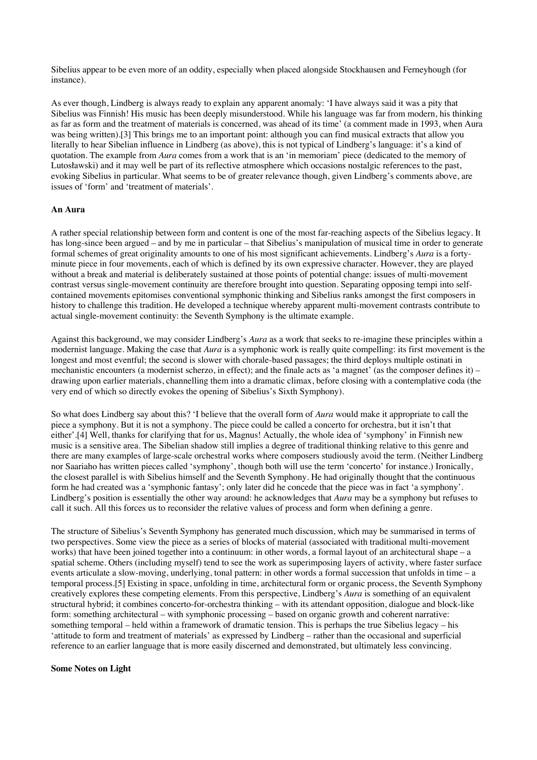Sibelius appear to be even more of an oddity, especially when placed alongside Stockhausen and Ferneyhough (for instance).

As ever though, Lindberg is always ready to explain any apparent anomaly: 'I have always said it was a pity that Sibelius was Finnish! His music has been deeply misunderstood. While his language was far from modern, his thinking as far as form and the treatment of materials is concerned, was ahead of its time' (a comment made in 1993, when Aura was being written).[3] This brings me to an important point: although you can find musical extracts that allow you literally to hear Sibelian influence in Lindberg (as above), this is not typical of Lindberg's language: it's a kind of quotation. The example from *Aura* comes from a work that is an 'in memoriam' piece (dedicated to the memory of Lutosławski) and it may well be part of its reflective atmosphere which occasions nostalgic references to the past, evoking Sibelius in particular. What seems to be of greater relevance though, given Lindberg's comments above, are issues of 'form' and 'treatment of materials'.

**An Aura**

A rather special relationship between form and content is one of the most far-reaching aspects of the Sibelius legacy. It has long-since been argued – and by me in particular – that Sibelius's manipulation of musical time in order to generate formal schemes of great originality amounts to one of his most significant achievements. Lindberg's *Aura* is a forty-minute piece in four movements, each of which is defined by its own expressive character. However, they are played without a break and material is deliberately sustained at those points of potential change: issues of multi-movement contrast versus single-movement continuity are therefore brought into question. Separating opposing tempi into self-contained movements epitomises conventional symphonic thinking and Sibelius ranks amongst the first composers in history to challenge this tradition. He developed a technique whereby apparent multi-movement contrasts contribute to actual single-movement continuity: the Seventh Symphony is the ultimate example.

Against this background, we may consider Lindberg's *Aura* as a work that seeks to re-imagine these principles within a modernist language. Making the case that *Aura* is a symphonic work is really quite compelling: its first movement is the longest and most eventful; the second is slower with chorale-based passages; the third deploys multiple ostinati in mechanistic encounters (a modernist scherzo, in effect); and the finale acts as 'a magnet' (as the composer defines it) – drawing upon earlier materials, channelling them into a dramatic climax, before closing with a contemplative coda (the very end of which so directly evokes the opening of Sibelius's Sixth Symphony).

So what does Lindberg say about this? 'I believe that the overall form of *Aura* would make it appropriate to call the piece a symphony. But it is not a symphony. The piece could be called a concerto for orchestra, but it isn't that either'.[4] Well, thanks for clarifying that for us, Magnus! Actually, the whole idea of 'symphony' in Finnish new music is a sensitive area. The Sibelian shadow still implies a degree of traditional thinking relative to this genre and there are many examples of large-scale orchestral works where composers studiously avoid the term. (Neither Lindberg nor Saariaho has written pieces called 'symphony', though both will use the term 'concerto' for instance.) Ironically, the closest parallel is with Sibelius himself and the Seventh Symphony. He had originally thought that the continuous form he had created was a 'symphonic fantasy'; only later did he concede that the piece was in fact 'a symphony'. Lindberg's position is essentially the other way around: he acknowledges that *Aura* may be a symphony but refuses to call it such. All this forces us to reconsider the relative values of process and form when defining a genre.

The structure of Sibelius's Seventh Symphony has generated much discussion, which may be summarised in terms of two perspectives. Some view the piece as a series of blocks of material (associated with traditional multi-movement works) that have been joined together into a continuum: in other words, a formal layout of an architectural shape – a spatial scheme. Others (including myself) tend to see the work as superimposing layers of activity, where faster surface events articulate a slow-moving, underlying, tonal pattern: in other words a formal succession that unfolds in time – a temporal process.[5] Existing in space, unfolding in time, architectural form or organic process, the Seventh Symphony creatively explores these competing elements. From this perspective, Lindberg's *Aura* is something of an equivalent structural hybrid; it combines concerto-for-orchestra thinking – with its attendant opposition, dialogue and block-like form: something architectural – with symphonic processing – based on organic growth and coherent narrative: something temporal – held within a framework of dramatic tension. This is perhaps the true Sibelius legacy – his 'attitude to form and treatment of materials' as expressed by Lindberg – rather than the occasional and superficial reference to an earlier language that is more easily discerned and demonstrated, but ultimately less convincing.

**Some Notes on Light**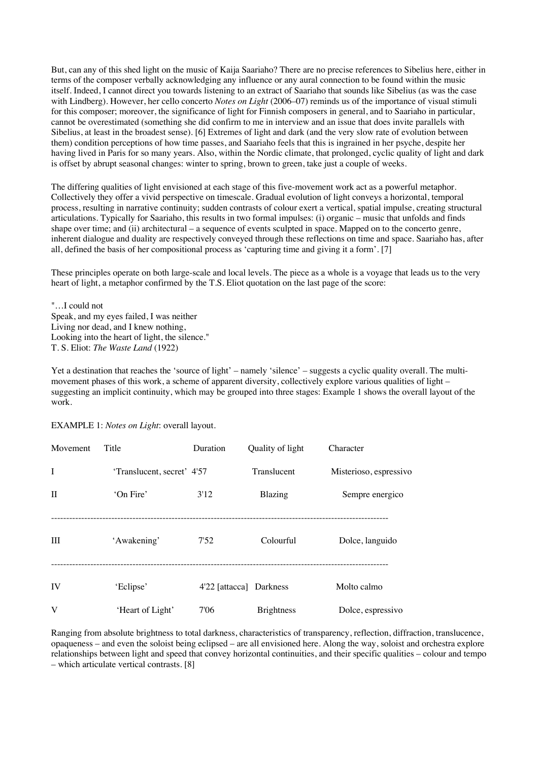But, can any of this shed light on the music of Kaija Saariaho? There are no precise references to Sibelius here, either in terms of the composer verbally acknowledging any influence or any aural connection to be found within the music itself. Indeed, I cannot direct you towards listening to an extract of Saariaho that sounds like Sibelius (as was the case with Lindberg). However, her cello concerto *Notes on Light* (2006–07) reminds us of the importance of visual stimuli for this composer; moreover, the significance of light for Finnish composers in general, and to Saariaho in particular, cannot be overestimated (something she did confirm to me in interview and an issue that does invite parallels with Sibelius, at least in the broadest sense). [6] Extremes of light and dark (and the very slow rate of evolution between them) condition perceptions of how time passes, and Saariaho feels that this is ingrained in her psyche, despite her having lived in Paris for so many years. Also, within the Nordic climate, that prolonged, cyclic quality of light and dark is offset by abrupt seasonal changes: winter to spring, brown to green, take just a couple of weeks.

The differing qualities of light envisioned at each stage of this five-movement work act as a powerful metaphor. Collectively they offer a vivid perspective on timescale. Gradual evolution of light conveys a horizontal, temporal process, resulting in narrative continuity; sudden contrasts of colour exert a vertical, spatial impulse, creating structural articulations. Typically for Saariaho, this results in two formal impulses: (i) organic – music that unfolds and finds shape over time; and (ii) architectural – a sequence of events sculpted in space. Mapped on to the concerto genre, inherent dialogue and duality are respectively conveyed through these reflections on time and space. Saariaho has, after all, defined the basis of her compositional process as 'capturing time and giving it a form'. [7]

These principles operate on both large-scale and local levels. The piece as a whole is a voyage that leads us to the very heart of light, a metaphor confirmed by the T.S. Eliot quotation on the last page of the score:

"…I could not  
Speak, and my eyes failed, I was neither  
Living nor dead, and I knew nothing,  
Looking into the heart of light, the silence."  
T. S. Eliot: *The Waste Land* (1922)

Yet a destination that reaches the 'source of light' – namely 'silence' – suggests a cyclic quality overall. The multi-movement phases of this work, a scheme of apparent diversity, collectively explore various qualities of light – suggesting an implicit continuity, which may be grouped into three stages: Example 1 shows the overall layout of the work.

EXAMPLE 1: *Notes on Light*: overall layout.

| Movement | Title | Duration | Quality of light | Character |
|---|---|---|---|---|
| I | 'Translucent, secret' | 4'57 | Translucent | Misterioso, espressivo |
| II | 'On Fire' | 3'12 | Blazing | Sempre energico |
| III | 'Awakening' | 7'52 | Colourful | Dolce, languido |
| IV | 'Eclipse' | 4'22 [attacca] | Darkness | Molto calmo |
| V | 'Heart of Light' | 7'06 | Brightness | Dolce, espressivo |

Ranging from absolute brightness to total darkness, characteristics of transparency, reflection, diffraction, translucence, opaqueness – and even the soloist being eclipsed – are all envisioned here. Along the way, soloist and orchestra explore relationships between light and speed that convey horizontal continuities, and their specific qualities – colour and tempo – which articulate vertical contrasts. [8]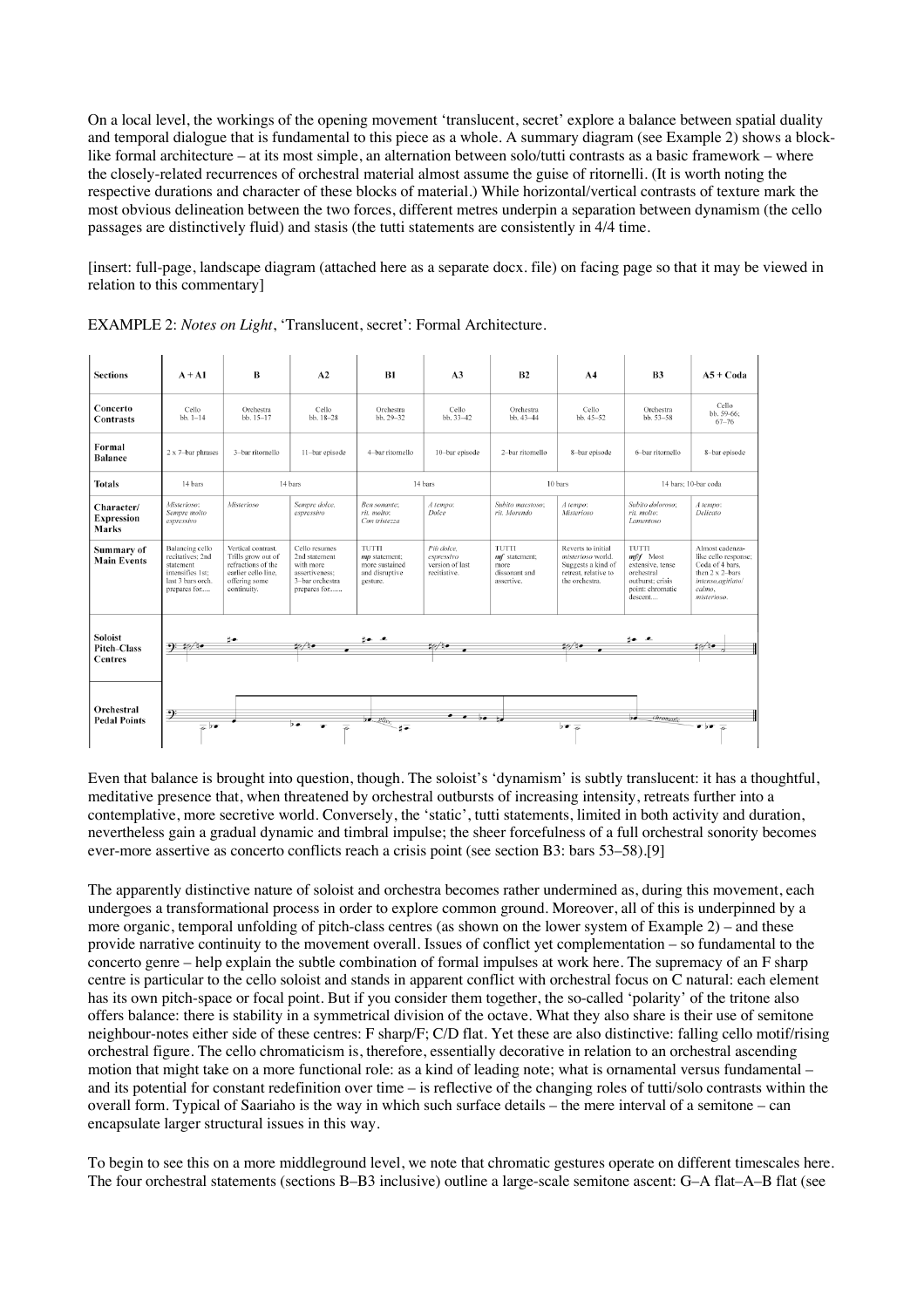On a local level, the workings of the opening movement 'translucent, secret' explore a balance between spatial duality and temporal dialogue that is fundamental to this piece as a whole. A summary diagram (see Example 2) shows a block-like formal architecture – at its most simple, an alternation between solo/tutti contrasts as a basic framework – where the closely-related recurrences of orchestral material almost assume the guise of ritornelli. (It is worth noting the respective durations and character of these blocks of material.) While horizontal/vertical contrasts of texture mark the most obvious delineation between the two forces, different metres underpin a separation between dynamism (the cello passages are distinctively fluid) and stasis (the tutti statements are consistently in 4/4 time.

[insert: full-page, landscape diagram (attached here as a separate docx. file) on facing page so that it may be viewed in relation to this commentary]

EXAMPLE 2: *Notes on Light*, 'Translucent, secret': Formal Architecture.

| **Sections** | A + A1 | B | A2 | B1 | A3 | B2 | A4 | B3 | A5 + Coda |
|---|---|---|---|---|---|---|---|---|---|
| **Concerto Contrasts** | Cello bb. 1–14 | Orchestra bb. 15–17 | Cello bb. 18–28 | Orchestra bb. 29–32 | Cello bb. 33–42 | Orchestra bb. 43–44 | Cello bb. 45–52 | Orchestra bb. 53–58 | Cello bb. 59–66; 67–76 |
| **Formal Balance** | 2 x 7–bar phrases | 3–bar ritornello | 11–bar episode | 4–bar ritornello | 10–bar episode | 2–bar ritornello | 8–bar episode | 6–bar ritornello | 8–bar episode |
| **Totals** | 14 bars | 14 bars | | 14 bars | | 10 bars | | 14 bars; 10-bar coda | |
| **Character/ Expression Marks** | *Misterioso; Sempre molto espressivo* | *Misterioso* | *Sempre dolce, espressivo* | *Ben sonante; rit. molto; Con tristezza* | *A tempo; Dolce* | *Subito maestoso; rit. Morendo* | *A tempo; Misterioso* | *Subito doloroso; rit. molto; Lamentoso* | *A tempo; Delicato* |
| **Summary of Main Events** | Balancing cello recitatives; 2nd statement intensifies 1st; last 3 bars orch. prepares for..... | Vertical contrast. Trills grow out of refractions of the earlier cello line, offering some continuity. | Cello resumes 2nd statement with more assertiveness; 3–bar orchestra prepares for....... | TUTTI *mp* statement; more sustained and disruptive gesture. | *Più dolce, espressivo* version of last recitative. | TUTTI *mf* statement; more dissonant and assertive. | Reverts to initial *misterioso* world. Suggests a kind of retreat, relative to the orchestra. | TUTTI *mff* Most extensive, tense orchestral outburst; crisis point: chromatic descent.... | Almost cadenza-like cello response; Coda of 4 bars, then 2 x 2–bars *intenso,agitato/ calmo, misterioso.* |
| **Soloist Pitch-Class Centres** | | | | | | | | | |
| **Orchestral Pedal Points** | | | | | | | | | |

Even that balance is brought into question, though. The soloist's 'dynamism' is subtly translucent: it has a thoughtful, meditative presence that, when threatened by orchestral outbursts of increasing intensity, retreats further into a contemplative, more secretive world. Conversely, the 'static', tutti statements, limited in both activity and duration, nevertheless gain a gradual dynamic and timbral impulse; the sheer forcefulness of a full orchestral sonority becomes ever-more assertive as concerto conflicts reach a crisis point (see section B3: bars 53–58).[9]

The apparently distinctive nature of soloist and orchestra becomes rather undermined as, during this movement, each undergoes a transformational process in order to explore common ground. Moreover, all of this is underpinned by a more organic, temporal unfolding of pitch-class centres (as shown on the lower system of Example 2) – and these provide narrative continuity to the movement overall. Issues of conflict yet complementation – so fundamental to the concerto genre – help explain the subtle combination of formal impulses at work here. The supremacy of an F sharp centre is particular to the cello soloist and stands in apparent conflict with orchestral focus on C natural: each element has its own pitch-space or focal point. But if you consider them together, the so-called 'polarity' of the tritone also offers balance: there is stability in a symmetrical division of the octave. What they also share is their use of semitone neighbour-notes either side of these centres: F sharp/F; C/D flat. Yet these are also distinctive: falling cello motif/rising orchestral figure. The cello chromaticism is, therefore, essentially decorative in relation to an orchestral ascending motion that might take on a more functional role: as a kind of leading note; what is ornamental versus fundamental – and its potential for constant redefinition over time – is reflective of the changing roles of tutti/solo contrasts within the overall form. Typical of Saariaho is the way in which such surface details – the mere interval of a semitone – can encapsulate larger structural issues in this way.

To begin to see this on a more middleground level, we note that chromatic gestures operate on different timescales here. The four orchestral statements (sections B–B3 inclusive) outline a large-scale semitone ascent: G–A flat–A–B flat (see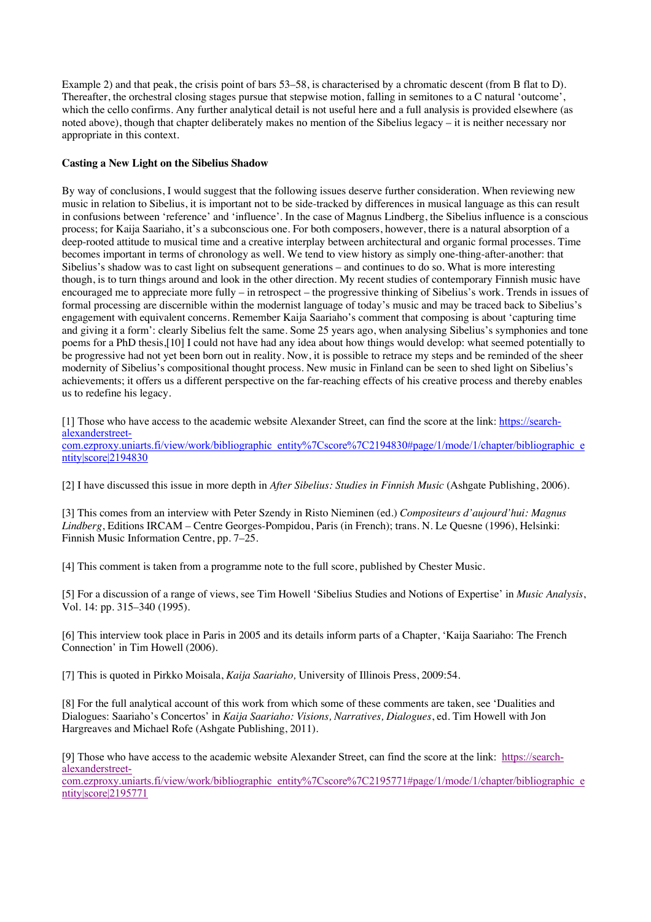Example 2) and that peak, the crisis point of bars 53–58, is characterised by a chromatic descent (from B flat to D). Thereafter, the orchestral closing stages pursue that stepwise motion, falling in semitones to a C natural 'outcome', which the cello confirms. Any further analytical detail is not useful here and a full analysis is provided elsewhere (as noted above), though that chapter deliberately makes no mention of the Sibelius legacy – it is neither necessary nor appropriate in this context.

**Casting a New Light on the Sibelius Shadow**

By way of conclusions, I would suggest that the following issues deserve further consideration. When reviewing new music in relation to Sibelius, it is important not to be side-tracked by differences in musical language as this can result in confusions between 'reference' and 'influence'. In the case of Magnus Lindberg, the Sibelius influence is a conscious process; for Kaija Saariaho, it's a subconscious one. For both composers, however, there is a natural absorption of a deep-rooted attitude to musical time and a creative interplay between architectural and organic formal processes. Time becomes important in terms of chronology as well. We tend to view history as simply one-thing-after-another: that Sibelius's shadow was to cast light on subsequent generations – and continues to do so. What is more interesting though, is to turn things around and look in the other direction. My recent studies of contemporary Finnish music have encouraged me to appreciate more fully – in retrospect – the progressive thinking of Sibelius's work. Trends in issues of formal processing are discernible within the modernist language of today's music and may be traced back to Sibelius's engagement with equivalent concerns. Remember Kaija Saariaho's comment that composing is about 'capturing time and giving it a form': clearly Sibelius felt the same. Some 25 years ago, when analysing Sibelius's symphonies and tone poems for a PhD thesis,[10] I could not have had any idea about how things would develop: what seemed potentially to be progressive had not yet been born out in reality. Now, it is possible to retrace my steps and be reminded of the sheer modernity of Sibelius's compositional thought process. New music in Finland can be seen to shed light on Sibelius's achievements; it offers us a different perspective on the far-reaching effects of his creative process and thereby enables us to redefine his legacy.

[1] Those who have access to the academic website Alexander Street, can find the score at the link: https://search-alexanderstreet-com.ezproxy.uniarts.fi/view/work/bibliographic_entity%7Cscore%7C2194830#page/1/mode/1/chapter/bibliographic_entity|score|2194830

[2] I have discussed this issue in more depth in *After Sibelius: Studies in Finnish Music* (Ashgate Publishing, 2006).

[3] This comes from an interview with Peter Szendy in Risto Nieminen (ed.) *Compositeurs d'aujourd'hui: Magnus Lindberg*, Editions IRCAM – Centre Georges-Pompidou, Paris (in French); trans. N. Le Quesne (1996), Helsinki: Finnish Music Information Centre, pp. 7–25.

[4] This comment is taken from a programme note to the full score, published by Chester Music.

[5] For a discussion of a range of views, see Tim Howell 'Sibelius Studies and Notions of Expertise' in *Music Analysis*, Vol. 14: pp. 315–340 (1995).

[6] This interview took place in Paris in 2005 and its details inform parts of a Chapter, 'Kaija Saariaho: The French Connection' in Tim Howell (2006).

[7] This is quoted in Pirkko Moisala, *Kaija Saariaho,* University of Illinois Press, 2009:54.

[8] For the full analytical account of this work from which some of these comments are taken, see 'Dualities and Dialogues: Saariaho's Concertos' in *Kaija Saariaho: Visions, Narratives, Dialogues*, ed. Tim Howell with Jon Hargreaves and Michael Rofe (Ashgate Publishing, 2011).

[9] Those who have access to the academic website Alexander Street, can find the score at the link: https://search-alexanderstreet-com.ezproxy.uniarts.fi/view/work/bibliographic_entity%7Cscore%7C2195771#page/1/mode/1/chapter/bibliographic_entity|score|2195771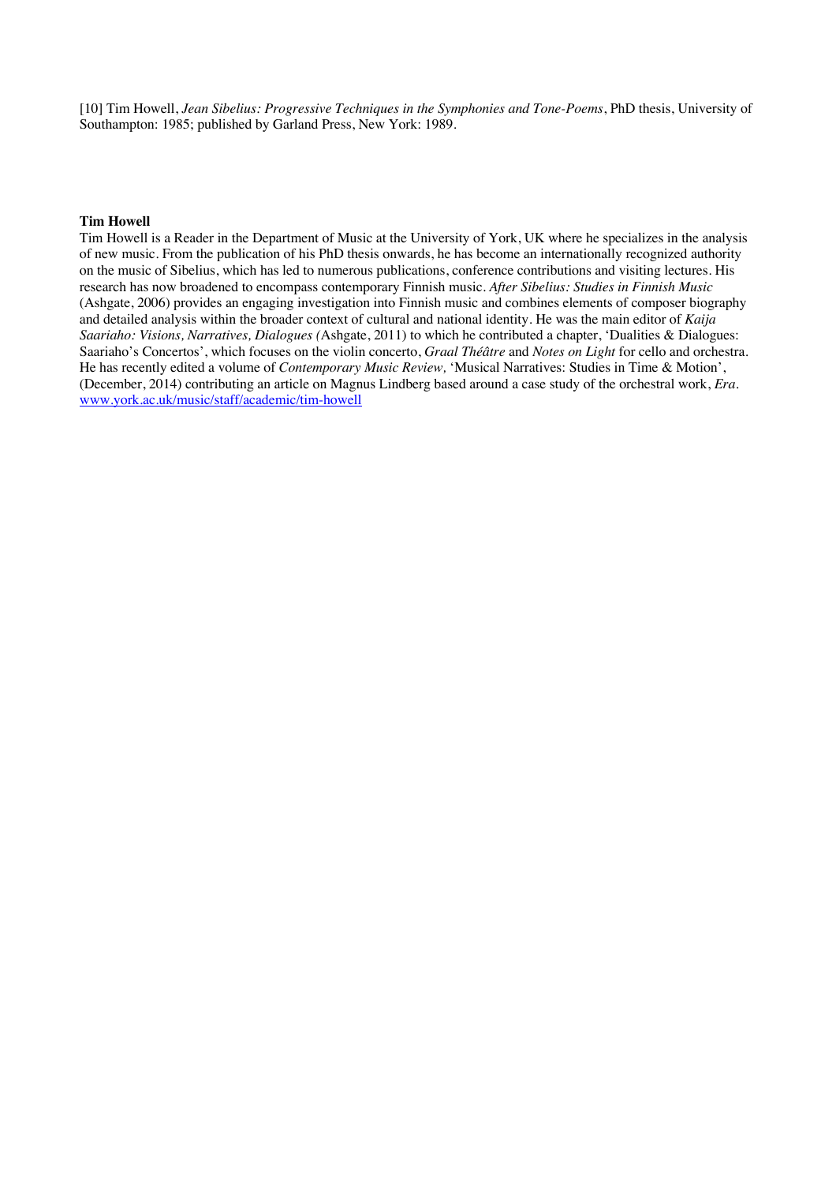[10] Tim Howell, *Jean Sibelius: Progressive Techniques in the Symphonies and Tone-Poems*, PhD thesis, University of Southampton: 1985; published by Garland Press, New York: 1989.

**Tim Howell**

Tim Howell is a Reader in the Department of Music at the University of York, UK where he specializes in the analysis of new music. From the publication of his PhD thesis onwards, he has become an internationally recognized authority on the music of Sibelius, which has led to numerous publications, conference contributions and visiting lectures. His research has now broadened to encompass contemporary Finnish music. *After Sibelius: Studies in Finnish Music* (Ashgate, 2006) provides an engaging investigation into Finnish music and combines elements of composer biography and detailed analysis within the broader context of cultural and national identity. He was the main editor of *Kaija Saariaho: Visions, Narratives, Dialogues (*Ashgate, 2011) to which he contributed a chapter, 'Dualities & Dialogues: Saariaho's Concertos', which focuses on the violin concerto, *Graal Théâtre* and *Notes on Light* for cello and orchestra. He has recently edited a volume of *Contemporary Music Review,* 'Musical Narratives: Studies in Time & Motion', (December, 2014) contributing an article on Magnus Lindberg based around a case study of the orchestral work, *Era*. [www.york.ac.uk/music/staff/academic/tim-howell](www.york.ac.uk/music/staff/academic/tim-howell)